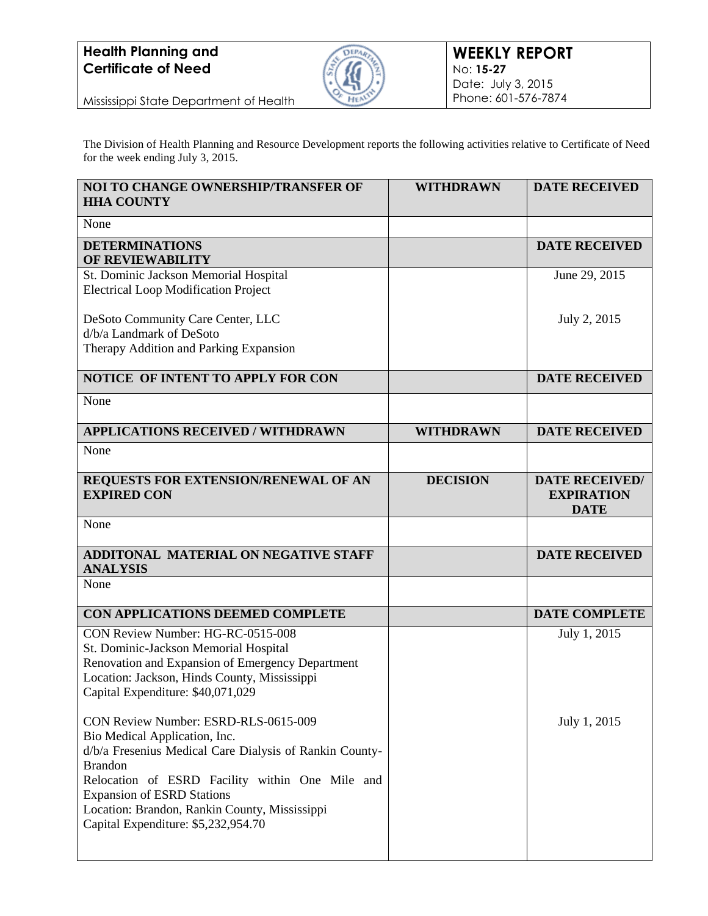**Health Planning and Certificate of Need**

Mississippi State Department of Health

**WEEKLY REPORT**
No: **15-27**
Date: July 3, 2015
Phone: 601-576-7874

The Division of Health Planning and Resource Development reports the following activities relative to Certificate of Need for the week ending July 3, 2015.

| | | |
|---|---|---|
| **NOI TO CHANGE OWNERSHIP/TRANSFER OF HHA COUNTY** | **WITHDRAWN** | **DATE RECEIVED** |
| None | | |
| **DETERMINATIONS OF REVIEWABILITY** | | **DATE RECEIVED** |
| St. Dominic Jackson Memorial Hospital<br>Electrical Loop Modification Project | | June 29, 2015 |
| DeSoto Community Care Center, LLC<br>d/b/a Landmark of DeSoto<br>Therapy Addition and Parking Expansion | | July 2, 2015 |
| **NOTICE OF INTENT TO APPLY FOR CON** | | **DATE RECEIVED** |
| None | | |
| **APPLICATIONS RECEIVED / WITHDRAWN** | **WITHDRAWN** | **DATE RECEIVED** |
| None | | |
| **REQUESTS FOR EXTENSION/RENEWAL OF AN EXPIRED CON** | **DECISION** | **DATE RECEIVED/ EXPIRATION DATE** |
| None | | |
| **ADDITONAL MATERIAL ON NEGATIVE STAFF ANALYSIS** | | **DATE RECEIVED** |
| None | | |
| **CON APPLICATIONS DEEMED COMPLETE** | | **DATE COMPLETE** |
| CON Review Number: HG-RC-0515-008<br>St. Dominic-Jackson Memorial Hospital<br>Renovation and Expansion of Emergency Department<br>Location: Jackson, Hinds County, Mississippi<br>Capital Expenditure: $40,071,029 | | July 1, 2015 |
| CON Review Number: ESRD-RLS-0615-009<br>Bio Medical Application, Inc.<br>d/b/a Fresenius Medical Care Dialysis of Rankin County-Brandon<br>Relocation of ESRD Facility within One Mile and Expansion of ESRD Stations<br>Location: Brandon, Rankin County, Mississippi<br>Capital Expenditure: $5,232,954.70 | | July 1, 2015 |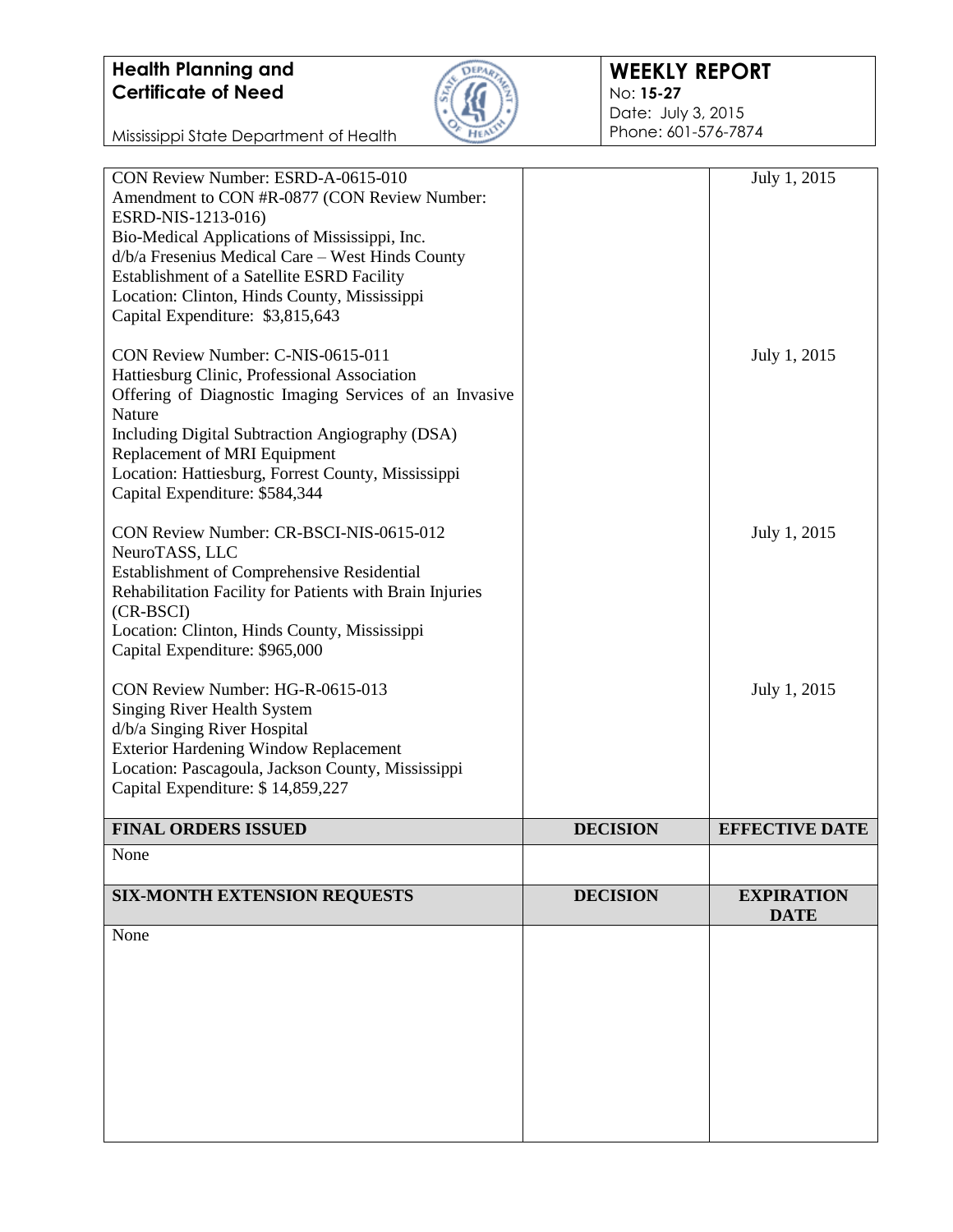| | | |
|---|---|---|
| CON Review Number: ESRD-A-0615-010<br>Amendment to CON #R-0877 (CON Review Number: ESRD-NIS-1213-016)<br>Bio-Medical Applications of Mississippi, Inc.<br>d/b/a Fresenius Medical Care – West Hinds County<br>Establishment of a Satellite ESRD Facility<br>Location: Clinton, Hinds County, Mississippi<br>Capital Expenditure: $3,815,643 | | July 1, 2015 |
| CON Review Number: C-NIS-0615-011<br>Hattiesburg Clinic, Professional Association<br>Offering of Diagnostic Imaging Services of an Invasive Nature<br>Including Digital Subtraction Angiography (DSA)<br>Replacement of MRI Equipment<br>Location: Hattiesburg, Forrest County, Mississippi<br>Capital Expenditure: $584,344 | | July 1, 2015 |
| CON Review Number: CR-BSCI-NIS-0615-012<br>NeuroTASS, LLC<br>Establishment of Comprehensive Residential Rehabilitation Facility for Patients with Brain Injuries (CR-BSCI)<br>Location: Clinton, Hinds County, Mississippi<br>Capital Expenditure: $965,000 | | July 1, 2015 |
| CON Review Number: HG-R-0615-013<br>Singing River Health System<br>d/b/a Singing River Hospital<br>Exterior Hardening Window Replacement<br>Location: Pascagoula, Jackson County, Mississippi<br>Capital Expenditure: $ 14,859,227 | | July 1, 2015 |

| FINAL ORDERS ISSUED | DECISION | EFFECTIVE DATE |
|---|---|---|
| None | | |

| SIX-MONTH EXTENSION REQUESTS | DECISION | EXPIRATION DATE |
|---|---|---|
| None | | |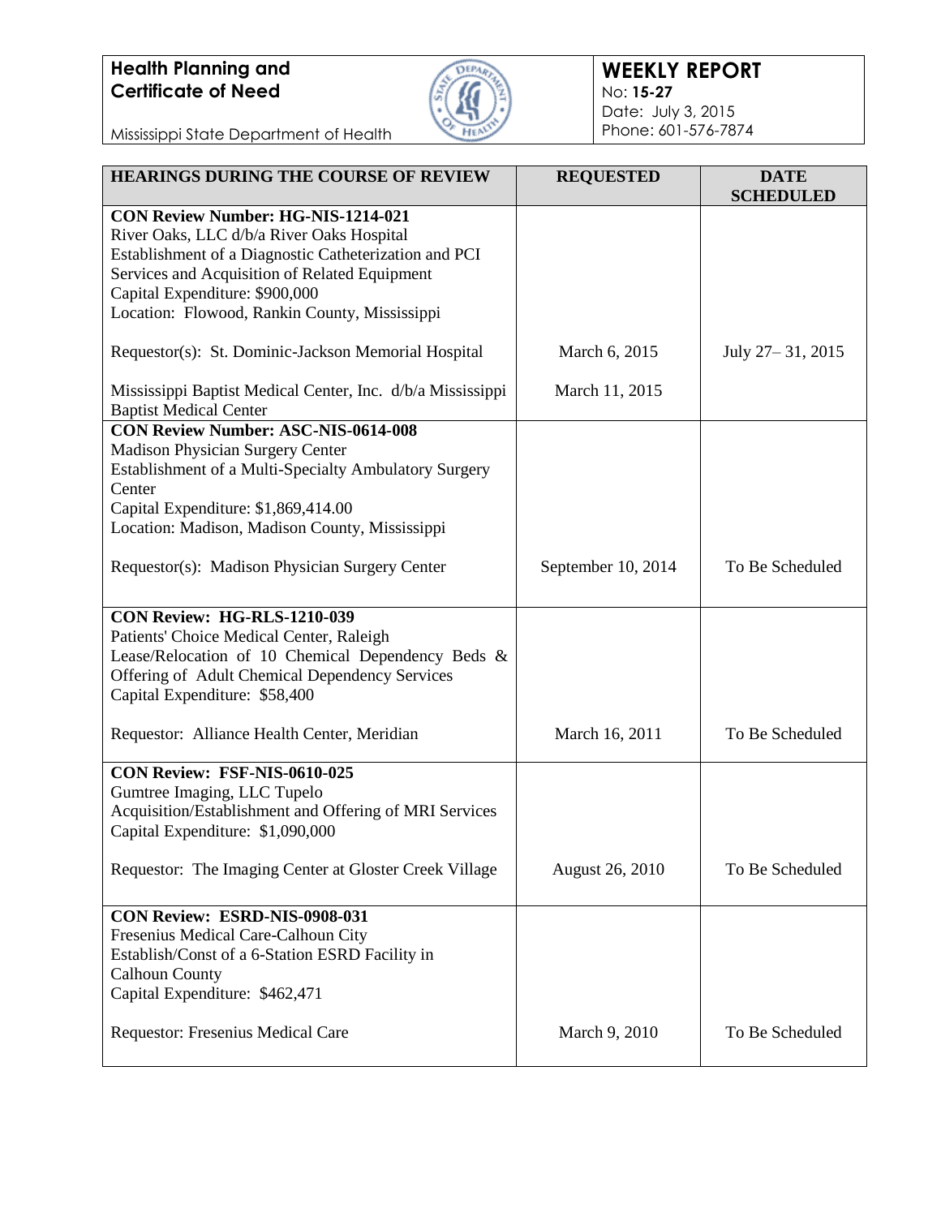| HEARINGS DURING THE COURSE OF REVIEW | REQUESTED | DATE SCHEDULED |
|---|---|---|
| **CON Review Number: HG-NIS-1214-021**<br>River Oaks, LLC d/b/a River Oaks Hospital<br>Establishment of a Diagnostic Catheterization and PCI Services and Acquisition of Related Equipment<br>Capital Expenditure: $900,000<br>Location: Flowood, Rankin County, Mississippi | | |
| Requestor(s): St. Dominic-Jackson Memorial Hospital | March 6, 2015 | July 27– 31, 2015 |
| Mississippi Baptist Medical Center, Inc. d/b/a Mississippi Baptist Medical Center | March 11, 2015 | |
| **CON Review Number: ASC-NIS-0614-008**<br>Madison Physician Surgery Center<br>Establishment of a Multi-Specialty Ambulatory Surgery Center<br>Capital Expenditure: $1,869,414.00<br>Location: Madison, Madison County, Mississippi | | |
| Requestor(s): Madison Physician Surgery Center | September 10, 2014 | To Be Scheduled |
| **CON Review: HG-RLS-1210-039**<br>Patients' Choice Medical Center, Raleigh<br>Lease/Relocation of 10 Chemical Dependency Beds & Offering of Adult Chemical Dependency Services<br>Capital Expenditure: $58,400 | | |
| Requestor: Alliance Health Center, Meridian | March 16, 2011 | To Be Scheduled |
| **CON Review: FSF-NIS-0610-025**<br>Gumtree Imaging, LLC Tupelo<br>Acquisition/Establishment and Offering of MRI Services<br>Capital Expenditure: $1,090,000 | | |
| Requestor: The Imaging Center at Gloster Creek Village | August 26, 2010 | To Be Scheduled |
| **CON Review: ESRD-NIS-0908-031**<br>Fresenius Medical Care-Calhoun City<br>Establish/Const of a 6-Station ESRD Facility in Calhoun County<br>Capital Expenditure: $462,471 | | |
| Requestor: Fresenius Medical Care | March 9, 2010 | To Be Scheduled |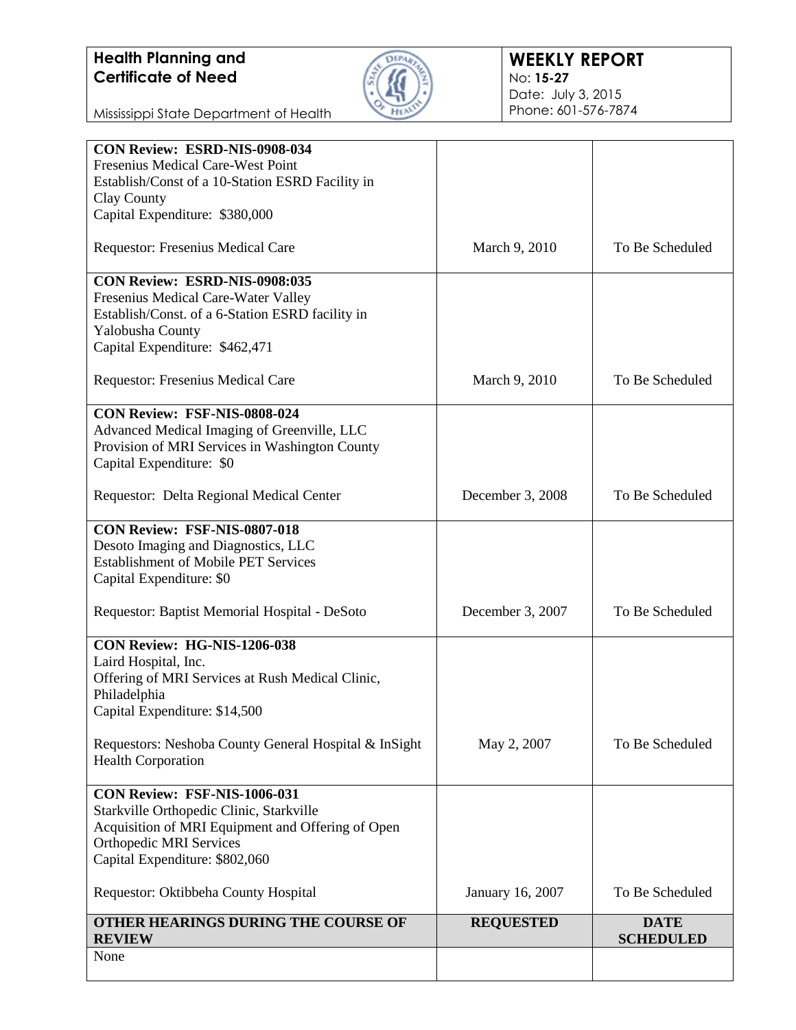**Health Planning and Certificate of Need**

Mississippi State Department of Health

**WEEKLY REPORT**
No: **15-27**
Date: July 3, 2015
Phone: 601-576-7874

| | | |
|---|---|---|
| **CON Review: ESRD-NIS-0908-034**<br>Fresenius Medical Care-West Point<br>Establish/Const of a 10-Station ESRD Facility in Clay County<br>Capital Expenditure: $380,000<br><br>Requestor: Fresenius Medical Care | March 9, 2010 | To Be Scheduled |
| **CON Review: ESRD-NIS-0908:035**<br>Fresenius Medical Care-Water Valley<br>Establish/Const. of a 6-Station ESRD facility in Yalobusha County<br>Capital Expenditure: $462,471<br><br>Requestor: Fresenius Medical Care | March 9, 2010 | To Be Scheduled |
| **CON Review: FSF-NIS-0808-024**<br>Advanced Medical Imaging of Greenville, LLC<br>Provision of MRI Services in Washington County<br>Capital Expenditure: $0<br><br>Requestor: Delta Regional Medical Center | December 3, 2008 | To Be Scheduled |
| **CON Review: FSF-NIS-0807-018**<br>Desoto Imaging and Diagnostics, LLC<br>Establishment of Mobile PET Services<br>Capital Expenditure: $0<br><br>Requestor: Baptist Memorial Hospital - DeSoto | December 3, 2007 | To Be Scheduled |
| **CON Review: HG-NIS-1206-038**<br>Laird Hospital, Inc.<br>Offering of MRI Services at Rush Medical Clinic, Philadelphia<br>Capital Expenditure: $14,500<br><br>Requestors: Neshoba County General Hospital & InSight Health Corporation | May 2, 2007 | To Be Scheduled |
| **CON Review: FSF-NIS-1006-031**<br>Starkville Orthopedic Clinic, Starkville<br>Acquisition of MRI Equipment and Offering of Open Orthopedic MRI Services<br>Capital Expenditure: $802,060<br><br>Requestor: Oktibbeha County Hospital | January 16, 2007 | To Be Scheduled |

| OTHER HEARINGS DURING THE COURSE OF REVIEW | REQUESTED | DATE SCHEDULED |
|---|---|---|
| None | | |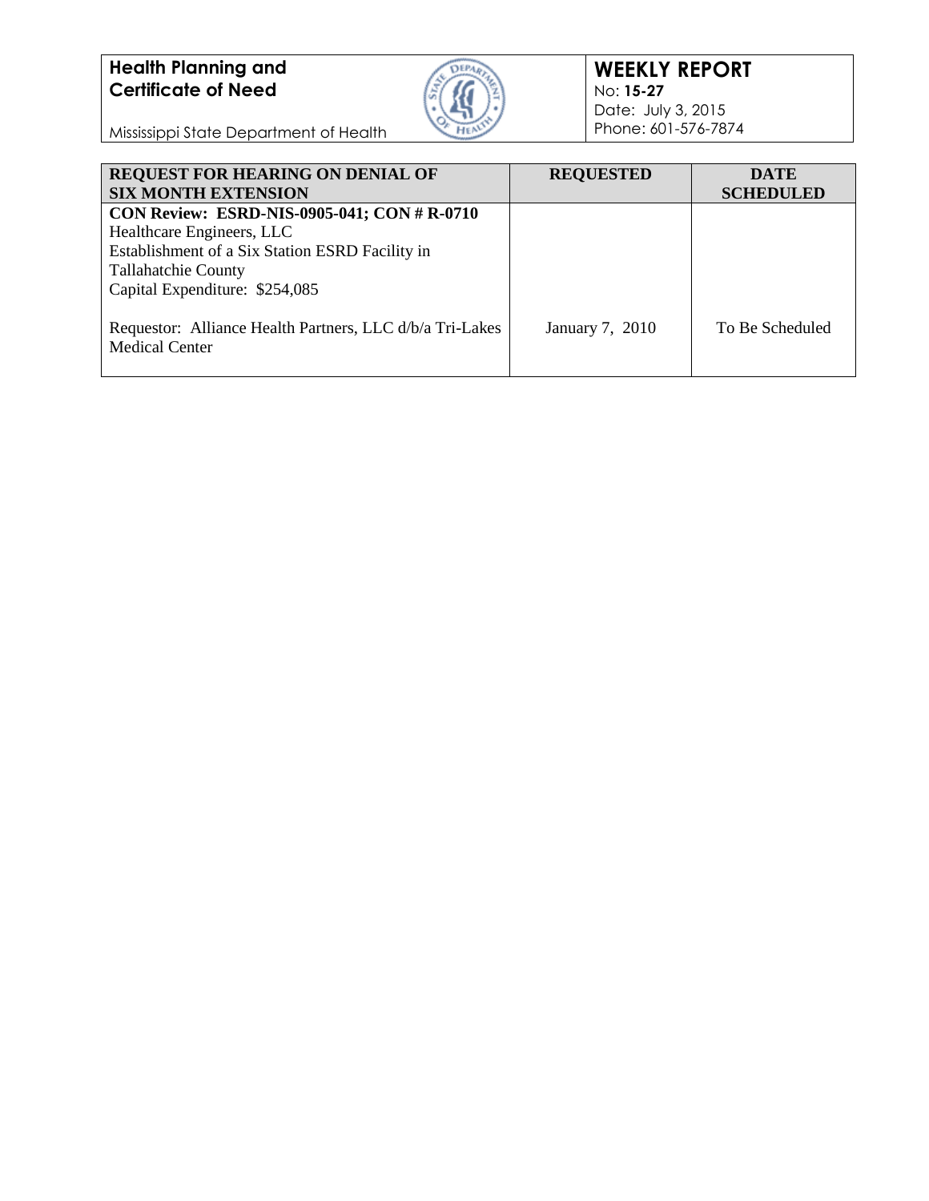| REQUEST FOR HEARING ON DENIAL OF SIX MONTH EXTENSION | REQUESTED | DATE SCHEDULED |
|---|---|---|
| **CON Review: ESRD-NIS-0905-041; CON # R-0710**<br>Healthcare Engineers, LLC<br>Establishment of a Six Station ESRD Facility in Tallahatchie County<br>Capital Expenditure: $254,085<br><br>Requestor: Alliance Health Partners, LLC d/b/a Tri-Lakes Medical Center | January 7, 2010 | To Be Scheduled |